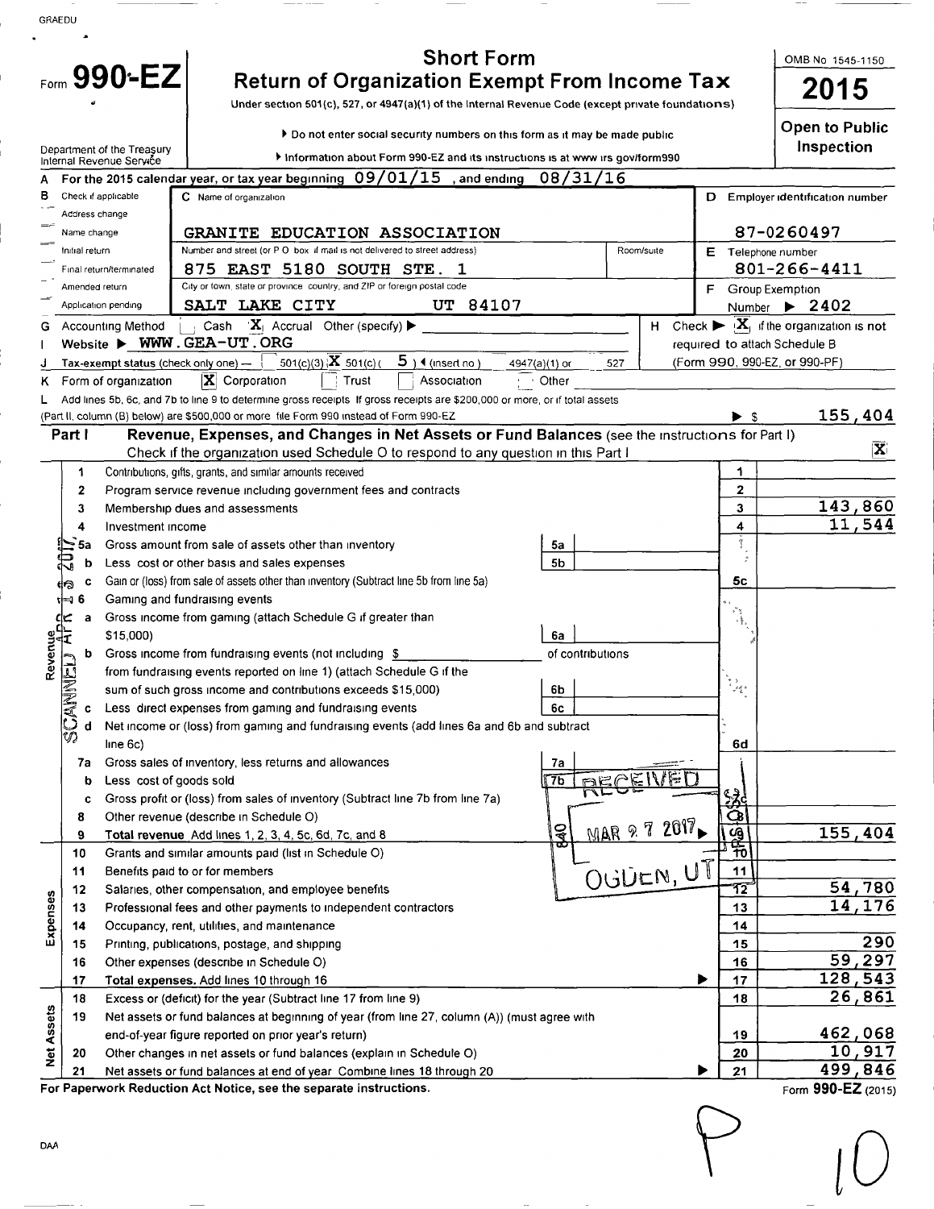GRAEDU

Form **990-EZ**

# Short Form
# Return of Organization Exempt From Income Tax

Under section 501(c), 527, or 4947(a)(1) of the Internal Revenue Code (except private foundations)

▶ Do not enter social security numbers on this form as it may be made public

▶ Information about Form 990-EZ and its instructions is at www.irs.gov/form990

Department of the Treasury
Internal Revenue Service

OMB No 1545-1150

**2015**

**Open to Public Inspection**

**A** For the 2015 calendar year, or tax year beginning 09/01/15, and ending 08/31/16

**B** Check if applicable: Address change; Name change; Initial return; Final return/terminated; Amended return; Application pending

**C** Name of organization: GRANITE EDUCATION ASSOCIATION

Number and street (or P O box if mail is not delivered to street address): 875 EAST 5180 SOUTH STE. 1

City or town, state or province, country, and ZIP or foreign postal code: SALT LAKE CITY UT 84107

**D** Employer identification number: 87-0260497

**E** Telephone number: 801-266-4411

**F** Group Exemption Number ▶ 2402

**G** Accounting Method: ☐ Cash ☒ Accrual Other (specify) ▶

**H** Check ▶ ☒ if the organization is not required to attach Schedule B (Form 990, 990-EZ, or 990-PF)

**I** Website ▶ WWW.GEA-UT.ORG

**J** Tax-exempt status (check only one) — ☐ 501(c)(3) ☒ 501(c)( 5 ) ◀ (insert no) ☐ 4947(a)(1) or ☐ 527

**K** Form of organization: ☒ Corporation ☐ Trust ☐ Association ☐ Other

**L** Add lines 5b, 6c, and 7b to line 9 to determine gross receipts If gross receipts are $200,000 or more, or if total assets (Part II, column (B) below) are $500,000 or more file Form 990 instead of Form 990-EZ ▶ $ 155,404

## Part I Revenue, Expenses, and Changes in Net Assets or Fund Balances (see the instructions for Part I)

Check if the organization used Schedule O to respond to any question in this Part I ☒

| | Line | Description | | Line | Amount |
|---|---|---|---|---|---|
| Revenue | 1 | Contributions, gifts, grants, and similar amounts received | | 1 | |
| | 2 | Program service revenue including government fees and contracts | | 2 | |
| | 3 | Membership dues and assessments | | 3 | 143,860 |
| | 4 | Investment income | | 4 | 11,544 |
| | 5a | Gross amount from sale of assets other than inventory | 5a | | |
| | b | Less cost or other basis and sales expenses | 5b | | |
| | c | Gain or (loss) from sale of assets other than inventory (Subtract line 5b from line 5a) | | 5c | |
| | 6 | Gaming and fundraising events | | | |
| | a | Gross income from gaming (attach Schedule G if greater than $15,000) | 6a | | |
| | b | Gross income from fundraising events (not including $ of contributions from fundraising events reported on line 1) (attach Schedule G if the sum of such gross income and contributions exceeds $15,000) | 6b | | |
| | c | Less direct expenses from gaming and fundraising events | 6c | | |
| | d | Net income or (loss) from gaming and fundraising events (add lines 6a and 6b and subtract line 6c) | | 6d | |
| | 7a | Gross sales of inventory, less returns and allowances | 7a | | |
| | b | Less cost of goods sold | 7b | | |
| | c | Gross profit or (loss) from sales of inventory (Subtract line 7b from line 7a) | | 7c | |
| | 8 | Other revenue (describe in Schedule O) | | 8 | |
| | 9 | **Total revenue** Add lines 1, 2, 3, 4, 5c, 6d, 7c, and 8 | | 9 | 155,404 |
| Expenses | 10 | Grants and similar amounts paid (list in Schedule O) | | 10 | |
| | 11 | Benefits paid to or for members | | 11 | |
| | 12 | Salaries, other compensation, and employee benefits | | 12 | 54,780 |
| | 13 | Professional fees and other payments to independent contractors | | 13 | 14,176 |
| | 14 | Occupancy, rent, utilities, and maintenance | | 14 | |
| | 15 | Printing, publications, postage, and shipping | | 15 | 290 |
| | 16 | Other expenses (describe in Schedule O) | | 16 | 59,297 |
| | 17 | **Total expenses.** Add lines 10 through 16 ▶ | | 17 | 128,543 |
| Net Assets | 18 | Excess or (deficit) for the year (Subtract line 17 from line 9) | | 18 | 26,861 |
| | 19 | Net assets or fund balances at beginning of year (from line 27, column (A)) (must agree with end-of-year figure reported on prior year's return) | | 19 | 462,068 |
| | 20 | Other changes in net assets or fund balances (explain in Schedule O) | | 20 | 10,917 |
| | 21 | Net assets or fund balances at end of year Combine lines 18 through 20 ▶ | | 21 | 499,846 |

RECEIVED MAR 27 2017 OGDEN, UT

SCANNED APR 13 2017

**For Paperwork Reduction Act Notice, see the separate instructions.** Form **990-EZ** (2015)

DAA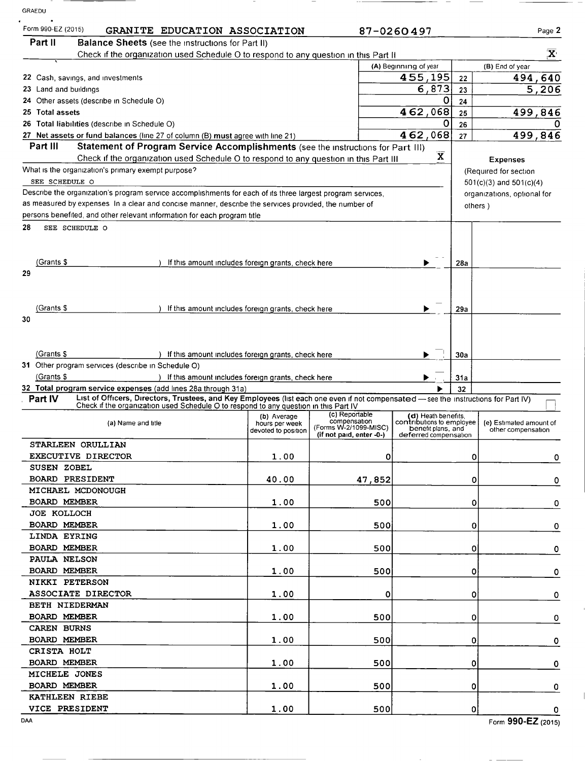Form 990-EZ (2015) GRANITE EDUCATION ASSOCIATION 87-0260497

## Part II Balance Sheets (see the instructions for Part II)

Check if the organization used Schedule O to respond to any question in this Part II ☒

| | (A) Beginning of year | | (B) End of year |
|---|---|---|---|
| 22 Cash, savings, and investments | 455,195 | 22 | 494,640 |
| 23 Land and buildings | 6,873 | 23 | 5,206 |
| 24 Other assets (describe in Schedule O) | 0 | 24 | |
| 25 Total assets | 462,068 | 25 | 499,846 |
| 26 Total liabilities (describe in Schedule O) | 0 | 26 | 0 |
| 27 Net assets or fund balances (line 27 of column (B) must agree with line 21) | 462,068 | 27 | 499,846 |

## Part III Statement of Program Service Accomplishments (see the instructions for Part III)

Check if the organization used Schedule O to respond to any question in this Part III X

What is the organization's primary exempt purpose?

SEE SCHEDULE O

Describe the organization's program service accomplishments for each of its three largest program services, as measured by expenses In a clear and concise manner, describe the services provided, the number of persons benefited, and other relevant information for each program title

**Expenses** (Required for section 501(c)(3) and 501(c)(4) organizations, optional for others )

28 SEE SCHEDULE O

(Grants $ ) If this amount includes foreign grants, check here ▶ 28a

29

(Grants $ ) If this amount includes foreign grants, check here ▶ 29a

30

(Grants $ ) If this amount includes foreign grants, check here ▶ 30a

31 Other program services (describe in Schedule O)

(Grants $ ) If this amount includes foreign grants, check here ▶ 31a

32 Total program service expenses (add lines 28a through 31a) ▶ 32

## Part IV List of Officers, Directors, Trustees, and Key Employees (list each one even if not compensated — see the instructions for Part IV)

Check if the organization used Schedule O to respond to any question in this Part IV ☐

| (a) Name and title | (b) Average hours per week devoted to position | (c) Reportable compensation (Forms W-2/1099-MISC) (if not paid, enter -0-) | (d) Health benefits, contributions to employee benefit plans, and deferred compensation | (e) Estimated amount of other compensation |
|---|---|---|---|---|
| STARLEEN ORULLIAN<br>EXECUTIVE DIRECTOR | 1.00 | 0 | 0 | 0 |
| SUSEN ZOBEL<br>BOARD PRESIDENT | 40.00 | 47,852 | 0 | 0 |
| MICHAEL MCDONOUGH<br>BOARD MEMBER | 1.00 | 500 | 0 | 0 |
| JOE KOLLOCH<br>BOARD MEMBER | 1.00 | 500 | 0 | 0 |
| LINDA EYRING<br>BOARD MEMBER | 1.00 | 500 | 0 | 0 |
| PAULA NELSON<br>BOARD MEMBER | 1.00 | 500 | 0 | 0 |
| NIKKI PETERSON<br>ASSOCIATE DIRECTOR | 1.00 | 0 | 0 | 0 |
| BETH NIEDERMAN<br>BOARD MEMBER | 1.00 | 500 | 0 | 0 |
| CAREN BURNS<br>BOARD MEMBER | 1.00 | 500 | 0 | 0 |
| CRISTA HOLT<br>BOARD MEMBER | 1.00 | 500 | 0 | 0 |
| MICHELE JONES<br>BOARD MEMBER | 1.00 | 500 | 0 | 0 |
| KATHLEEN RIEBE<br>VICE PRESIDENT | 1.00 | 500 | 0 | 0 |

Form 990-EZ (2015)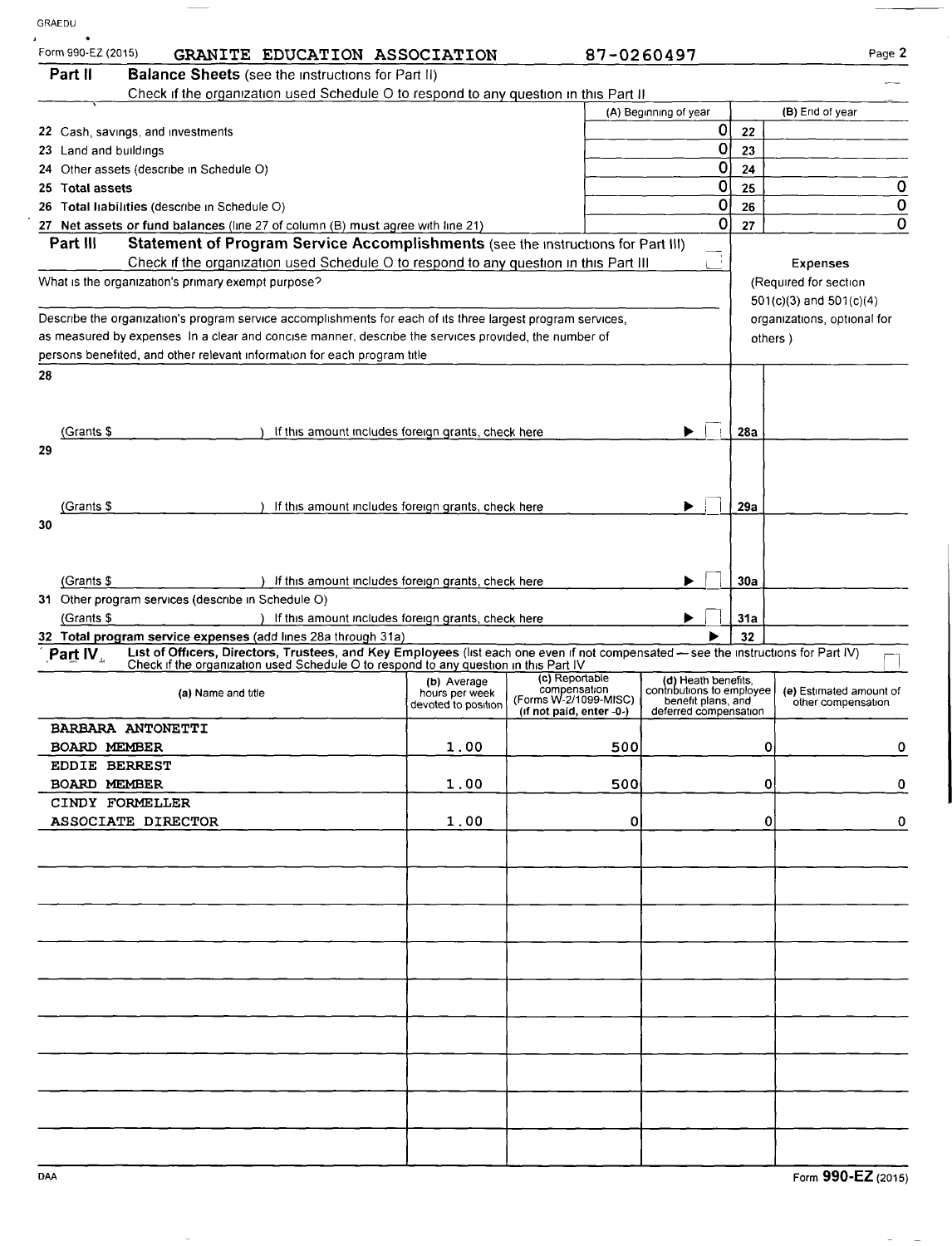Form 990-EZ (2015) **GRANITE EDUCATION ASSOCIATION** 87-0260497 Page 2

**Part II Balance Sheets** (see the instructions for Part II)

Check if the organization used Schedule O to respond to any question in this Part II

| | (A) Beginning of year | | (B) End of year |
|---|---|---|---|
| 22 Cash, savings, and investments | 0 | 22 | |
| 23 Land and buildings | 0 | 23 | |
| 24 Other assets (describe in Schedule O) | 0 | 24 | |
| 25 **Total assets** | 0 | 25 | 0 |
| 26 **Total liabilities** (describe in Schedule O) | 0 | 26 | 0 |
| 27 **Net assets or fund balances** (line 27 of column (B) must agree with line 21) | 0 | 27 | 0 |

**Part III Statement of Program Service Accomplishments** (see the instructions for Part III)

Check if the organization used Schedule O to respond to any question in this Part III ☐

What is the organization's primary exempt purpose?

Describe the organization's program service accomplishments for each of its three largest program services, as measured by expenses In a clear and concise manner, describe the services provided, the number of persons benefited, and other relevant information for each program title

| | | Expenses (Required for section 501(c)(3) and 501(c)(4) organizations, optional for others ) |
|---|---|---|
| 28 (Grants $ ) If this amount includes foreign grants, check here ▶ ☐ | 28a | |
| 29 (Grants $ ) If this amount includes foreign grants, check here ▶ ☐ | 29a | |
| 30 (Grants $ ) If this amount includes foreign grants, check here ▶ ☐ | 30a | |
| 31 Other program services (describe in Schedule O) (Grants $ ) If this amount includes foreign grants, check here ▶ ☐ | 31a | |
| 32 **Total program service expenses** (add lines 28a through 31a) ▶ | 32 | |

**Part IV List of Officers, Directors, Trustees, and Key Employees** (list each one even if not compensated — see the instructions for Part IV)

Check if the organization used Schedule O to respond to any question in this Part IV ☐

| (a) Name and title | (b) Average hours per week devoted to position | (c) Reportable compensation (Forms W-2/1099-MISC) (if not paid, enter -0-) | (d) Heath benefits, contributions to employee benefit plans, and deferred compensation | (e) Estimated amount of other compensation |
|---|---|---|---|---|
| BARBARA ANTONETTI<br>BOARD MEMBER | 1.00 | 500 | 0 | 0 |
| EDDIE BERREST<br>BOARD MEMBER | 1.00 | 500 | 0 | 0 |
| CINDY FORMELLER<br>ASSOCIATE DIRECTOR | 1.00 | 0 | 0 | 0 |

Form **990-EZ** (2015)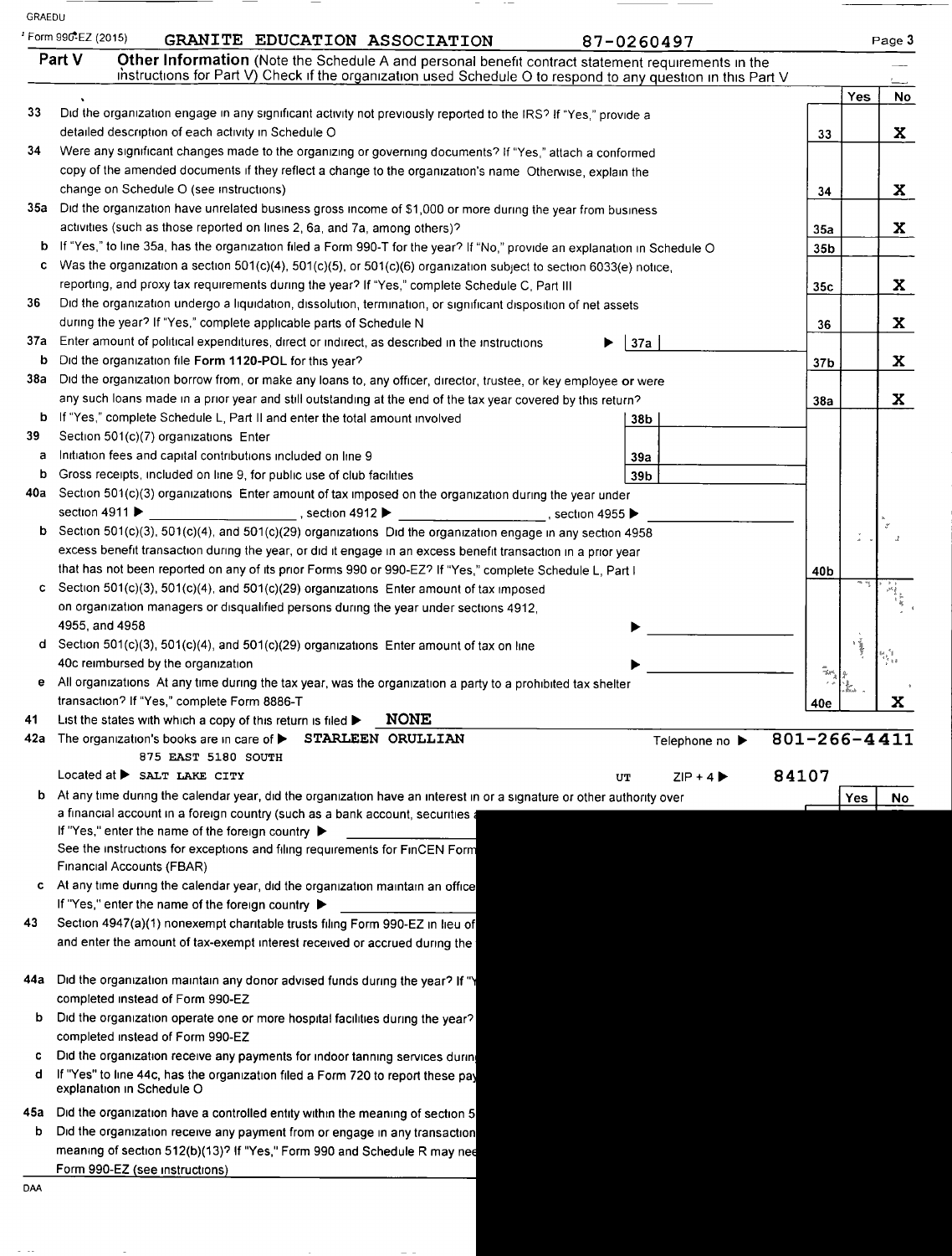GRAEDU

Form 990-EZ (2015) **GRANITE EDUCATION ASSOCIATION** 87-0260497

## Part V Other Information

(Note the Schedule A and personal benefit contract statement requirements in the instructions for Part V) Check if the organization used Schedule O to respond to any question in this Part V

| | | Line | Yes | No |
|---|---|---|---|---|
| 33 | Did the organization engage in any significant activity not previously reported to the IRS? If "Yes," provide a detailed description of each activity in Schedule O | 33 | | X |
| 34 | Were any significant changes made to the organizing or governing documents? If "Yes," attach a conformed copy of the amended documents if they reflect a change to the organization's name Otherwise, explain the change on Schedule O (see instructions) | 34 | | X |
| 35a | Did the organization have unrelated business gross income of $1,000 or more during the year from business activities (such as those reported on lines 2, 6a, and 7a, among others)? | 35a | | X |
| b | If "Yes," to line 35a, has the organization filed a Form 990-T for the year? If "No," provide an explanation in Schedule O | 35b | | |
| c | Was the organization a section 501(c)(4), 501(c)(5), or 501(c)(6) organization subject to section 6033(e) notice, reporting, and proxy tax requirements during the year? If "Yes," complete Schedule C, Part III | 35c | | X |
| 36 | Did the organization undergo a liquidation, dissolution, termination, or significant disposition of net assets during the year? If "Yes," complete applicable parts of Schedule N | 36 | | X |
| 37a | Enter amount of political expenditures, direct or indirect, as described in the instructions ▶ 37a | | | |
| b | Did the organization file Form 1120-POL for this year? | 37b | | X |
| 38a | Did the organization borrow from, or make any loans to, any officer, director, trustee, or key employee or were any such loans made in a prior year and still outstanding at the end of the tax year covered by this return? | 38a | | X |
| b | If "Yes," complete Schedule L, Part II and enter the total amount involved 38b | | | |
| 39 | Section 501(c)(7) organizations Enter | | | |
| a | Initiation fees and capital contributions included on line 9 39a | | | |
| b | Gross receipts, included on line 9, for public use of club facilities 39b | | | |
| 40a | Section 501(c)(3) organizations Enter amount of tax imposed on the organization during the year under section 4911 ▶ ______, section 4912 ▶ ______, section 4955 ▶ ______ | | | |
| b | Section 501(c)(3), 501(c)(4), and 501(c)(29) organizations Did the organization engage in any section 4958 excess benefit transaction during the year, or did it engage in an excess benefit transaction in a prior year that has not been reported on any of its prior Forms 990 or 990-EZ? If "Yes," complete Schedule L, Part I | 40b | | |
| c | Section 501(c)(3), 501(c)(4), and 501(c)(29) organizations Enter amount of tax imposed on organization managers or disqualified persons during the year under sections 4912, 4955, and 4958 ▶ ______ | | | |
| d | Section 501(c)(3), 501(c)(4), and 501(c)(29) organizations Enter amount of tax on line 40c reimbursed by the organization ▶ ______ | | | |
| e | All organizations At any time during the tax year, was the organization a party to a prohibited tax shelter transaction? If "Yes," complete Form 8886-T | 40e | | X |

41 List the states with which a copy of this return is filed ▶ **NONE**

42a The organization's books are in care of ▶ **STARLEEN ORULLIAN** Telephone no ▶ **801-266-4411**
875 EAST 5180 SOUTH
Located at ▶ SALT LAKE CITY UT ZIP + 4 ▶ 84107

| | | Yes | No |
|---|---|---|---|
| b | At any time during the calendar year, did the organization have an interest in or a signature or other authority over a financial account in a foreign country (such as a bank account, securities | | |

If "Yes," enter the name of the foreign country ▶
See the instructions for exceptions and filing requirements for FinCEN Form
Financial Accounts (FBAR)

c At any time during the calendar year, did the organization maintain an office
If "Yes," enter the name of the foreign country ▶

43 Section 4947(a)(1) nonexempt charitable trusts filing Form 990-EZ in lieu of
and enter the amount of tax-exempt interest received or accrued during the

44a Did the organization maintain any donor advised funds during the year? If "
completed instead of Form 990-EZ

b Did the organization operate one or more hospital facilities during the year?
completed instead of Form 990-EZ

c Did the organization receive any payments for indoor tanning services durin

d If "Yes" to line 44c, has the organization filed a Form 720 to report these pa
explanation in Schedule O

45a Did the organization have a controlled entity within the meaning of section 5

b Did the organization receive any payment from or engage in any transaction
meaning of section 512(b)(13)? If "Yes," Form 990 and Schedule R may nee
Form 990-EZ (see instructions)

DAA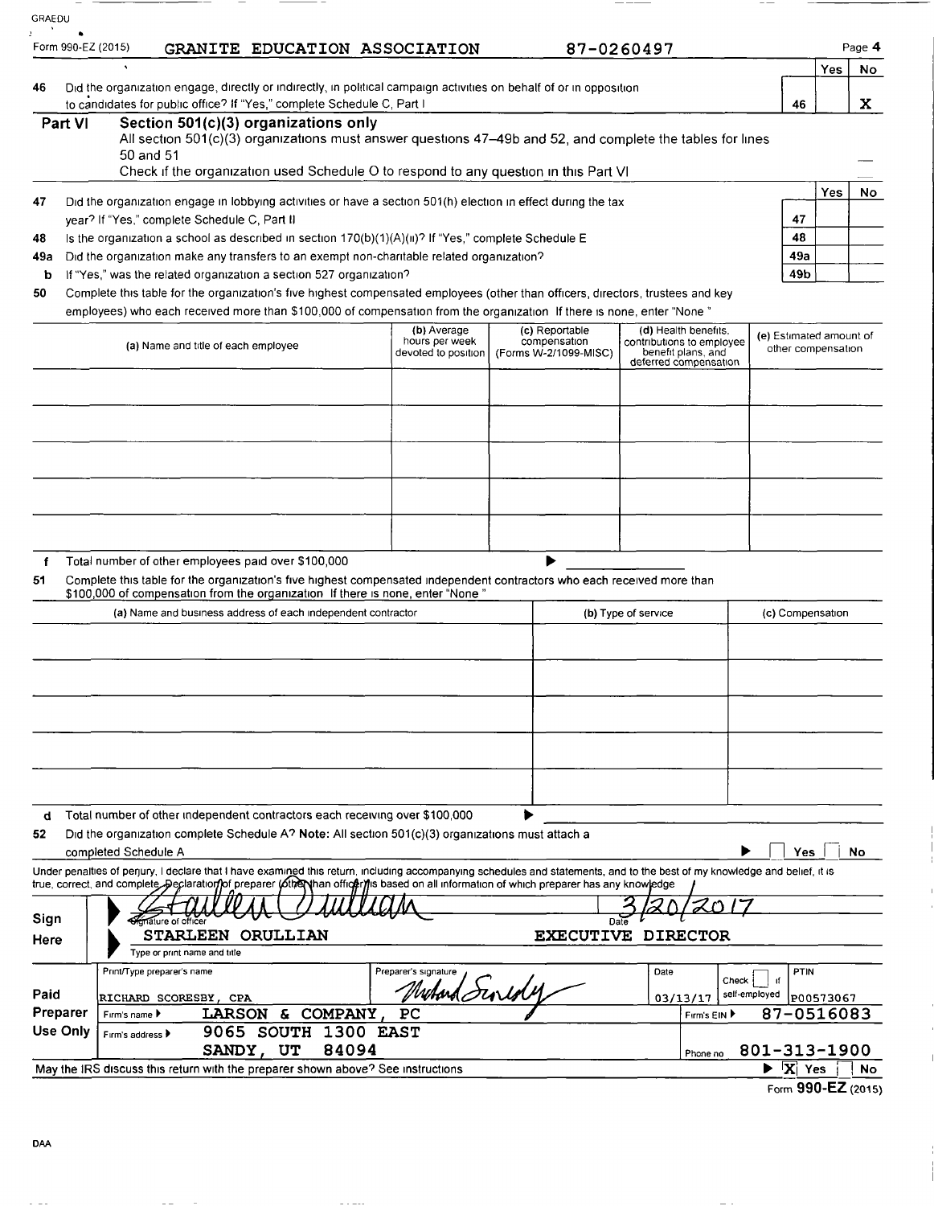Form 990-EZ (2015) GRANITE EDUCATION ASSOCIATION 87-0260497 Page 4

| | | | Yes | No |
|---|---|---|---|---|
| 46 | Did the organization engage, directly or indirectly, in political campaign activities on behalf of or in opposition to candidates for public office? If "Yes," complete Schedule C, Part I | 46 | | X |

## Part VI Section 501(c)(3) organizations only

All section 501(c)(3) organizations must answer questions 47–49b and 52, and complete the tables for lines 50 and 51

Check if the organization used Schedule O to respond to any question in this Part VI

| | | | Yes | No |
|---|---|---|---|---|
| 47 | Did the organization engage in lobbying activities or have a section 501(h) election in effect during the tax year? If "Yes," complete Schedule C, Part II | 47 | | |
| 48 | Is the organization a school as described in section 170(b)(1)(A)(ii)? If "Yes," complete Schedule E | 48 | | |
| 49a | Did the organization make any transfers to an exempt non-charitable related organization? | 49a | | |
| b | If "Yes," was the related organization a section 527 organization? | 49b | | |

50 Complete this table for the organization's five highest compensated employees (other than officers, directors, trustees and key employees) who each received more than $100,000 of compensation from the organization If there is none, enter "None."

| (a) Name and title of each employee | (b) Average hours per week devoted to position | (c) Reportable compensation (Forms W-2/1099-MISC) | (d) Health benefits, contributions to employee benefit plans, and deferred compensation | (e) Estimated amount of other compensation |
|---|---|---|---|---|
| | | | | |
| | | | | |
| | | | | |
| | | | | |
| | | | | |

f Total number of other employees paid over $100,000 ▶

51 Complete this table for the organization's five highest compensated independent contractors who each received more than $100,000 of compensation from the organization If there is none, enter "None."

| (a) Name and business address of each independent contractor | (b) Type of service | (c) Compensation |
|---|---|---|
| | | |
| | | |
| | | |
| | | |
| | | |

d Total number of other independent contractors each receiving over $100,000 ▶

52 Did the organization complete Schedule A? **Note:** All section 501(c)(3) organizations must attach a completed Schedule A ▶ ☐ Yes ☐ No

Under penalties of perjury, I declare that I have examined this return, including accompanying schedules and statements, and to the best of my knowledge and belief, it is true, correct, and complete. Declaration of preparer (other than officer) is based on all information of which preparer has any knowledge

**Sign Here**

Signature of officer: Starleen Orullian — Date: 3/20/2017

STARLEEN ORULLIAN EXECUTIVE DIRECTOR

Type or print name and title

**Paid Preparer Use Only**

| Print/Type preparer's name | Preparer's signature | Date | Check ☐ if self-employed | PTIN |
|---|---|---|---|---|
| RICHARD SCORESBY, CPA | Richard Scoresby | 03/13/17 | | P00573067 |

Firm's name ▶ LARSON & COMPANY, PC — Firm's EIN ▶ 87-0516083

Firm's address ▶ 9065 SOUTH 1300 EAST SANDY, UT 84094 — Phone no 801-313-1900

May the IRS discuss this return with the preparer shown above? See instructions ▶ X Yes ☐ No

Form **990-EZ** (2015)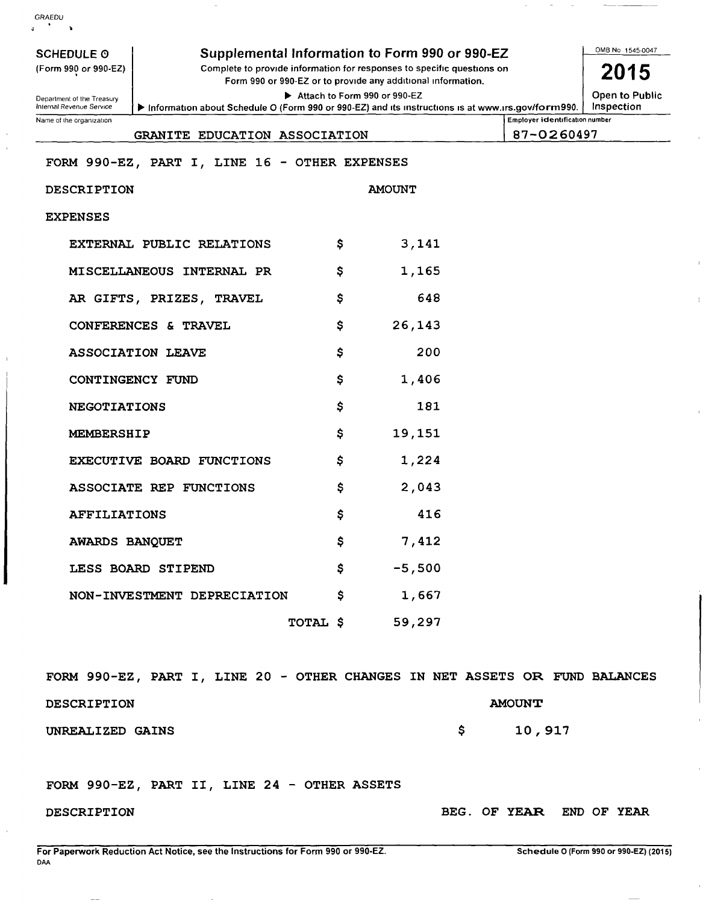GRAEDU

**SCHEDULE O** (Form 990 or 990-EZ)

Department of the Treasury
Internal Revenue Service

# Supplemental Information to Form 990 or 990-EZ

Complete to provide information for responses to specific questions on Form 990 or 990-EZ or to provide any additional information.

▶ Attach to Form 990 or 990-EZ

▶ Information about Schedule O (Form 990 or 990-EZ) and its instructions is at www.irs.gov/form990.

OMB No 1545-0047

**2015**

**Open to Public Inspection**

| Name of the organization | Employer identification number |
|---|---|
| GRANITE EDUCATION ASSOCIATION | 87-0260497 |

FORM 990-EZ, PART I, LINE 16 - OTHER EXPENSES

| DESCRIPTION | | AMOUNT |
|---|---|---|
| EXPENSES | | |
| EXTERNAL PUBLIC RELATIONS | $ | 3,141 |
| MISCELLANEOUS INTERNAL PR | $ | 1,165 |
| AR GIFTS, PRIZES, TRAVEL | $ | 648 |
| CONFERENCES & TRAVEL | $ | 26,143 |
| ASSOCIATION LEAVE | $ | 200 |
| CONTINGENCY FUND | $ | 1,406 |
| NEGOTIATIONS | $ | 181 |
| MEMBERSHIP | $ | 19,151 |
| EXECUTIVE BOARD FUNCTIONS | $ | 1,224 |
| ASSOCIATE REP FUNCTIONS | $ | 2,043 |
| AFFILIATIONS | $ | 416 |
| AWARDS BANQUET | $ | 7,412 |
| LESS BOARD STIPEND | $ | -5,500 |
| NON-INVESTMENT DEPRECIATION | $ | 1,667 |
| TOTAL | $ | 59,297 |

FORM 990-EZ, PART I, LINE 20 - OTHER CHANGES IN NET ASSETS OR FUND BALANCES

| DESCRIPTION | | AMOUNT |
|---|---|---|
| UNREALIZED GAINS | $ | 10,917 |

FORM 990-EZ, PART II, LINE 24 - OTHER ASSETS

| DESCRIPTION | BEG. OF YEAR | END OF YEAR |
|---|---|---|

For Paperwork Reduction Act Notice, see the Instructions for Form 990 or 990-EZ.

DAA

Schedule O (Form 990 or 990-EZ) (2015)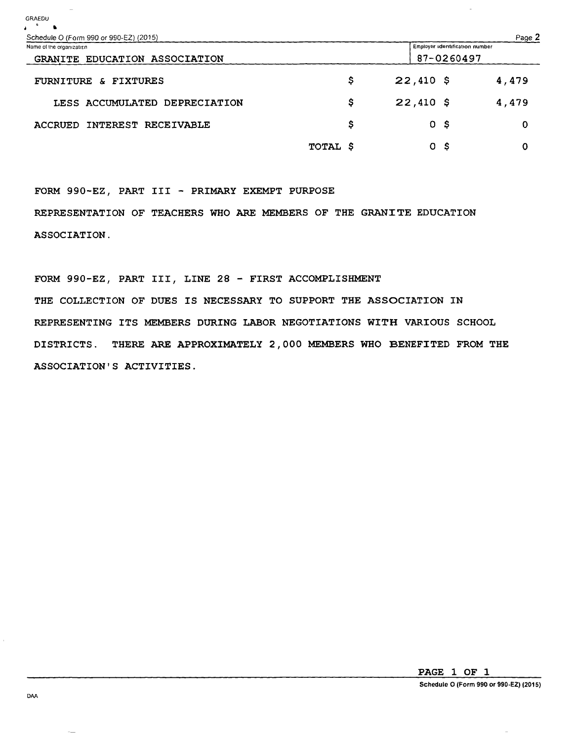GRAEDU

Schedule O (Form 990 or 990-EZ) (2015)

| Name of the organization | Employer identification number |
| --- | --- |
| GRANITE EDUCATION ASSOCIATION | 87-0260497 |

| | | | | | |
| --- | --- | --- | --- | --- | --- |
| FURNITURE & FIXTURES | | $ | 22,410 | $ | 4,479 |
| LESS ACCUMULATED DEPRECIATION | | $ | 22,410 | $ | 4,479 |
| ACCRUED INTEREST RECEIVABLE | | $ | 0 | $ | 0 |
| | TOTAL | $ | 0 | $ | 0 |

FORM 990-EZ, PART III - PRIMARY EXEMPT PURPOSE

REPRESENTATION OF TEACHERS WHO ARE MEMBERS OF THE GRANITE EDUCATION ASSOCIATION.

FORM 990-EZ, PART III, LINE 28 - FIRST ACCOMPLISHMENT

THE COLLECTION OF DUES IS NECESSARY TO SUPPORT THE ASSOCIATION IN REPRESENTING ITS MEMBERS DURING LABOR NEGOTIATIONS WITH VARIOUS SCHOOL DISTRICTS. THERE ARE APPROXIMATELY 2,000 MEMBERS WHO BENEFITED FROM THE ASSOCIATION'S ACTIVITIES.

PAGE 1 OF 1

Schedule O (Form 990 or 990-EZ) (2015)

DAA